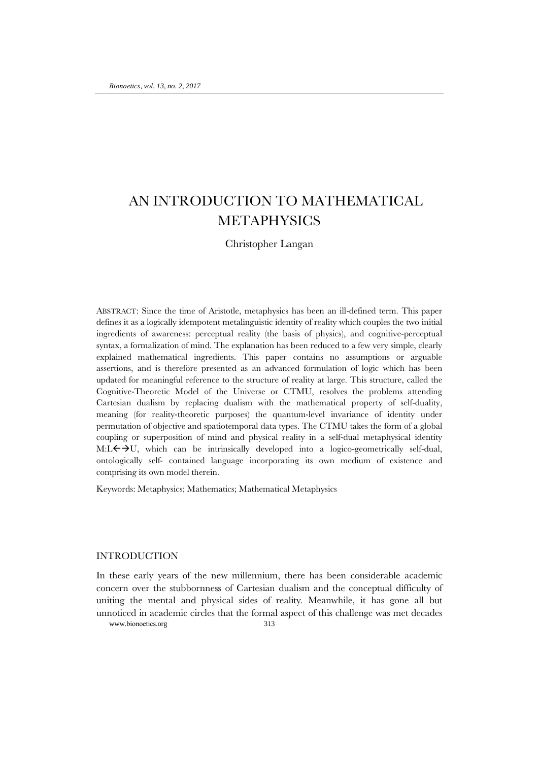# AN INTRODUCTION TO MATHEMATICAL METAPHYSICS

Christopher Langan

ABSTRACT: Since the time of Aristotle, metaphysics has been an ill-defined term. This paper defines it as a logically idempotent metalinguistic identity of reality which couples the two initial ingredients of awareness: perceptual reality (the basis of physics), and cognitive-perceptual syntax, a formalization of mind. The explanation has been reduced to a few very simple, clearly explained mathematical ingredients. This paper contains no assumptions or arguable assertions, and is therefore presented as an advanced formulation of logic which has been updated for meaningful reference to the structure of reality at large. This structure, called the Cognitive-Theoretic Model of the Universe or CTMU, resolves the problems attending Cartesian dualism by replacing dualism with the mathematical property of self-duality, meaning (for reality-theoretic purposes) the quantum-level invariance of identity under permutation of objective and spatiotemporal data types. The CTMU takes the form of a global coupling or superposition of mind and physical reality in a self-dual metaphysical identity $M{:}L \leftrightarrow U$, which can be intrinsically developed into a logico-geometrically self-dual, ontologically self- contained language incorporating its own medium of existence and comprising its own model therein.

Keywords: Metaphysics; Mathematics; Mathematical Metaphysics

## INTRODUCTION

In these early years of the new millennium, there has been considerable academic concern over the stubbornness of Cartesian dualism and the conceptual difficulty of uniting the mental and physical sides of reality. Meanwhile, it has gone all but unnoticed in academic circles that the formal aspect of this challenge was met decades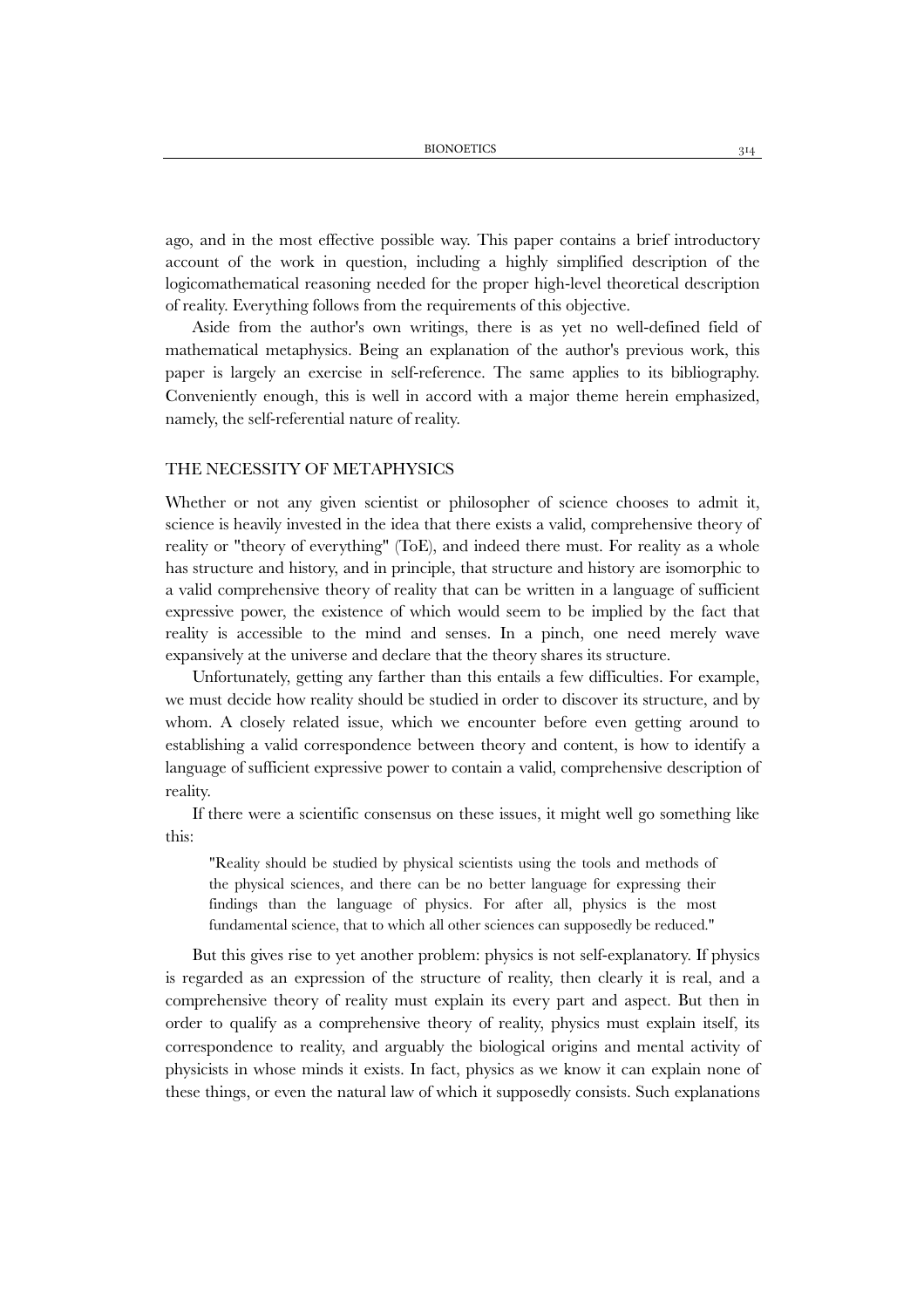ago, and in the most effective possible way. This paper contains a brief introductory account of the work in question, including a highly simplified description of the logicomathematical reasoning needed for the proper high-level theoretical description of reality. Everything follows from the requirements of this objective.

Aside from the author's own writings, there is as yet no well-defined field of mathematical metaphysics. Being an explanation of the author's previous work, this paper is largely an exercise in self-reference. The same applies to its bibliography. Conveniently enough, this is well in accord with a major theme herein emphasized, namely, the self-referential nature of reality.

## THE NECESSITY OF METAPHYSICS

Whether or not any given scientist or philosopher of science chooses to admit it, science is heavily invested in the idea that there exists a valid, comprehensive theory of reality or "theory of everything" (ToE), and indeed there must. For reality as a whole has structure and history, and in principle, that structure and history are isomorphic to a valid comprehensive theory of reality that can be written in a language of sufficient expressive power, the existence of which would seem to be implied by the fact that reality is accessible to the mind and senses. In a pinch, one need merely wave expansively at the universe and declare that the theory shares its structure.

Unfortunately, getting any farther than this entails a few difficulties. For example, we must decide how reality should be studied in order to discover its structure, and by whom. A closely related issue, which we encounter before even getting around to establishing a valid correspondence between theory and content, is how to identify a language of sufficient expressive power to contain a valid, comprehensive description of reality.

If there were a scientific consensus on these issues, it might well go something like this:

> "Reality should be studied by physical scientists using the tools and methods of the physical sciences, and there can be no better language for expressing their findings than the language of physics. For after all, physics is the most fundamental science, that to which all other sciences can supposedly be reduced."

But this gives rise to yet another problem: physics is not self-explanatory. If physics is regarded as an expression of the structure of reality, then clearly it is real, and a comprehensive theory of reality must explain its every part and aspect. But then in order to qualify as a comprehensive theory of reality, physics must explain itself, its correspondence to reality, and arguably the biological origins and mental activity of physicists in whose minds it exists. In fact, physics as we know it can explain none of these things, or even the natural law of which it supposedly consists. Such explanations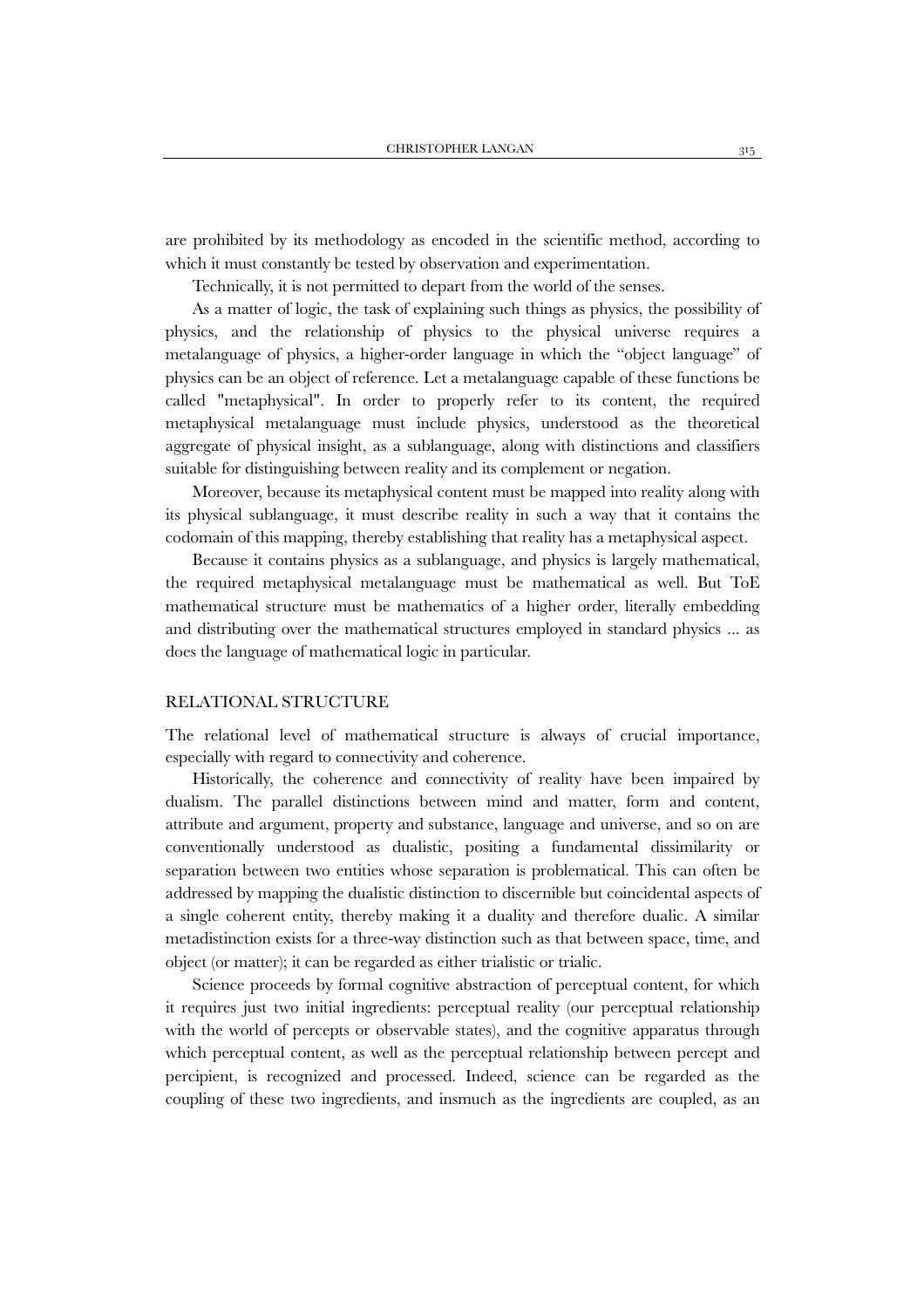are prohibited by its methodology as encoded in the scientific method, according to which it must constantly be tested by observation and experimentation.

Technically, it is not permitted to depart from the world of the senses.

As a matter of logic, the task of explaining such things as physics, the possibility of physics, and the relationship of physics to the physical universe requires a metalanguage of physics, a higher-order language in which the "object language" of physics can be an object of reference. Let a metalanguage capable of these functions be called "metaphysical". In order to properly refer to its content, the required metaphysical metalanguage must include physics, understood as the theoretical aggregate of physical insight, as a sublanguage, along with distinctions and classifiers suitable for distinguishing between reality and its complement or negation.

Moreover, because its metaphysical content must be mapped into reality along with its physical sublanguage, it must describe reality in such a way that it contains the codomain of this mapping, thereby establishing that reality has a metaphysical aspect.

Because it contains physics as a sublanguage, and physics is largely mathematical, the required metaphysical metalanguage must be mathematical as well. But ToE mathematical structure must be mathematics of a higher order, literally embedding and distributing over the mathematical structures employed in standard physics ... as does the language of mathematical logic in particular.

## RELATIONAL STRUCTURE

The relational level of mathematical structure is always of crucial importance, especially with regard to connectivity and coherence.

Historically, the coherence and connectivity of reality have been impaired by dualism. The parallel distinctions between mind and matter, form and content, attribute and argument, property and substance, language and universe, and so on are conventionally understood as dualistic, positing a fundamental dissimilarity or separation between two entities whose separation is problematical. This can often be addressed by mapping the dualistic distinction to discernible but coincidental aspects of a single coherent entity, thereby making it a duality and therefore dualic. A similar metadistinction exists for a three-way distinction such as that between space, time, and object (or matter); it can be regarded as either trialistic or trialic.

Science proceeds by formal cognitive abstraction of perceptual content, for which it requires just two initial ingredients: perceptual reality (our perceptual relationship with the world of percepts or observable states), and the cognitive apparatus through which perceptual content, as well as the perceptual relationship between percept and percipient, is recognized and processed. Indeed, science can be regarded as the coupling of these two ingredients, and insmuch as the ingredients are coupled, as an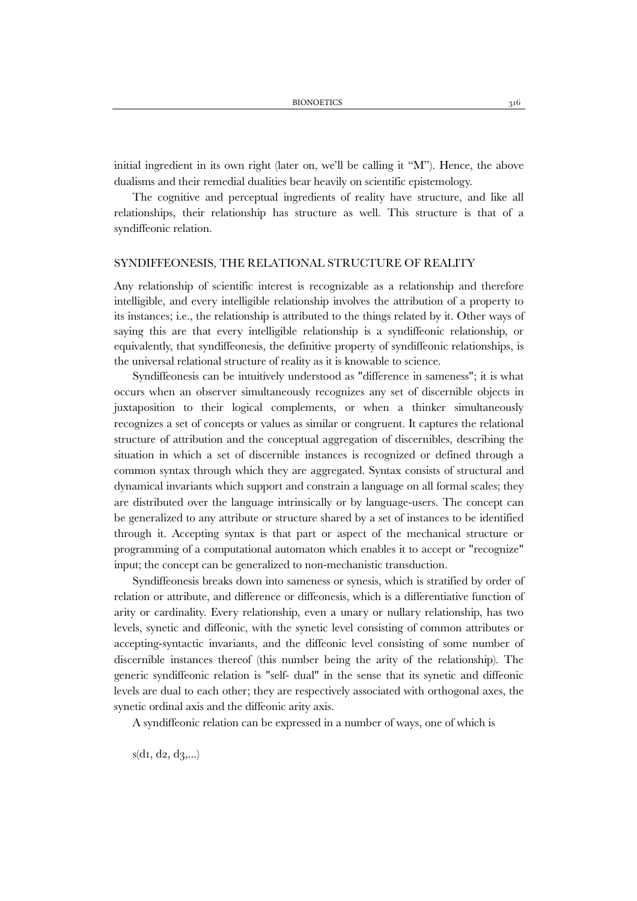initial ingredient in its own right (later on, we'll be calling it "M"). Hence, the above dualisms and their remedial dualities bear heavily on scientific epistemology.

The cognitive and perceptual ingredients of reality have structure, and like all relationships, their relationship has structure as well. This structure is that of a syndiffeonic relation.

## SYNDIFFEONESIS, THE RELATIONAL STRUCTURE OF REALITY

Any relationship of scientific interest is recognizable as a relationship and therefore intelligible, and every intelligible relationship involves the attribution of a property to its instances; i.e., the relationship is attributed to the things related by it. Other ways of saying this are that every intelligible relationship is a syndiffeonic relationship, or equivalently, that syndiffeonesis, the definitive property of syndiffeonic relationships, is the universal relational structure of reality as it is knowable to science.

Syndiffeonesis can be intuitively understood as "difference in sameness"; it is what occurs when an observer simultaneously recognizes any set of discernible objects in juxtaposition to their logical complements, or when a thinker simultaneously recognizes a set of concepts or values as similar or congruent. It captures the relational structure of attribution and the conceptual aggregation of discernibles, describing the situation in which a set of discernible instances is recognized or defined through a common syntax through which they are aggregated. Syntax consists of structural and dynamical invariants which support and constrain a language on all formal scales; they are distributed over the language intrinsically or by language-users. The concept can be generalized to any attribute or structure shared by a set of instances to be identified through it. Accepting syntax is that part or aspect of the mechanical structure or programming of a computational automaton which enables it to accept or "recognize" input; the concept can be generalized to non-mechanistic transduction.

Syndiffeonesis breaks down into sameness or synesis, which is stratified by order of relation or attribute, and difference or diffeonesis, which is a differentiative function of arity or cardinality. Every relationship, even a unary or nullary relationship, has two levels, synetic and diffeonic, with the synetic level consisting of common attributes or accepting-syntactic invariants, and the diffeonic level consisting of some number of discernible instances thereof (this number being the arity of the relationship). The generic syndiffeonic relation is "self- dual" in the sense that its synetic and diffeonic levels are dual to each other; they are respectively associated with orthogonal axes, the synetic ordinal axis and the diffeonic arity axis.

A syndiffeonic relation can be expressed in a number of ways, one of which is

$$s(d_1, d_2, d_3,...)$$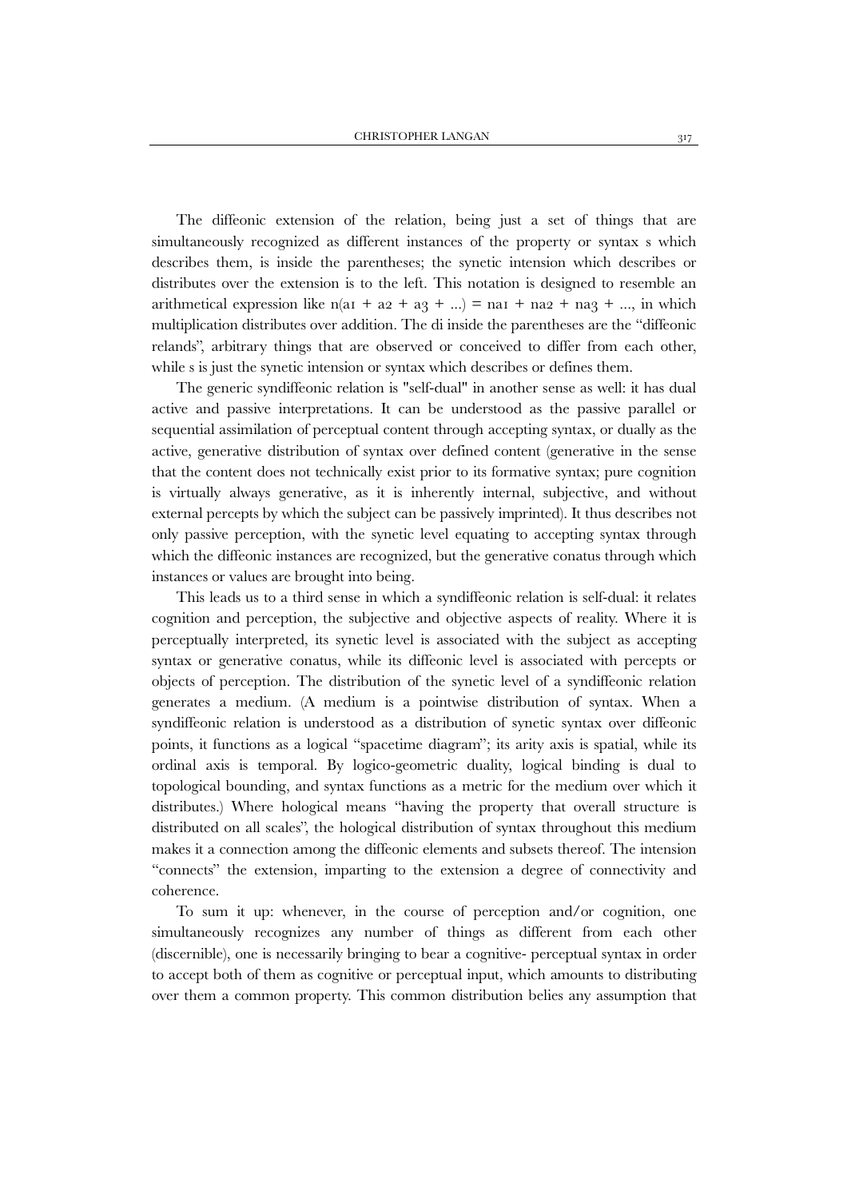The diffeonic extension of the relation, being just a set of things that are simultaneously recognized as different instances of the property or syntax s which describes them, is inside the parentheses; the synetic intension which describes or distributes over the extension is to the left. This notation is designed to resemble an arithmetical expression like $n(a_1 + a_2 + a_3 + ...) = na_1 + na_2 + na_3 + ...$, in which multiplication distributes over addition. The di inside the parentheses are the "diffeonic relands", arbitrary things that are observed or conceived to differ from each other, while s is just the synetic intension or syntax which describes or defines them.

The generic syndiffeonic relation is "self-dual" in another sense as well: it has dual active and passive interpretations. It can be understood as the passive parallel or sequential assimilation of perceptual content through accepting syntax, or dually as the active, generative distribution of syntax over defined content (generative in the sense that the content does not technically exist prior to its formative syntax; pure cognition is virtually always generative, as it is inherently internal, subjective, and without external percepts by which the subject can be passively imprinted). It thus describes not only passive perception, with the synetic level equating to accepting syntax through which the diffeonic instances are recognized, but the generative conatus through which instances or values are brought into being.

This leads us to a third sense in which a syndiffeonic relation is self-dual: it relates cognition and perception, the subjective and objective aspects of reality. Where it is perceptually interpreted, its synetic level is associated with the subject as accepting syntax or generative conatus, while its diffeonic level is associated with percepts or objects of perception. The distribution of the synetic level of a syndiffeonic relation generates a medium. (A medium is a pointwise distribution of syntax. When a syndiffeonic relation is understood as a distribution of synetic syntax over diffeonic points, it functions as a logical "spacetime diagram"; its arity axis is spatial, while its ordinal axis is temporal. By logico-geometric duality, logical binding is dual to topological bounding, and syntax functions as a metric for the medium over which it distributes.) Where holological means "having the property that overall structure is distributed on all scales", the holological distribution of syntax throughout this medium makes it a connection among the diffeonic elements and subsets thereof. The intension "connects" the extension, imparting to the extension a degree of connectivity and coherence.

To sum it up: whenever, in the course of perception and/or cognition, one simultaneously recognizes any number of things as different from each other (discernible), one is necessarily bringing to bear a cognitive- perceptual syntax in order to accept both of them as cognitive or perceptual input, which amounts to distributing over them a common property. This common distribution belies any assumption that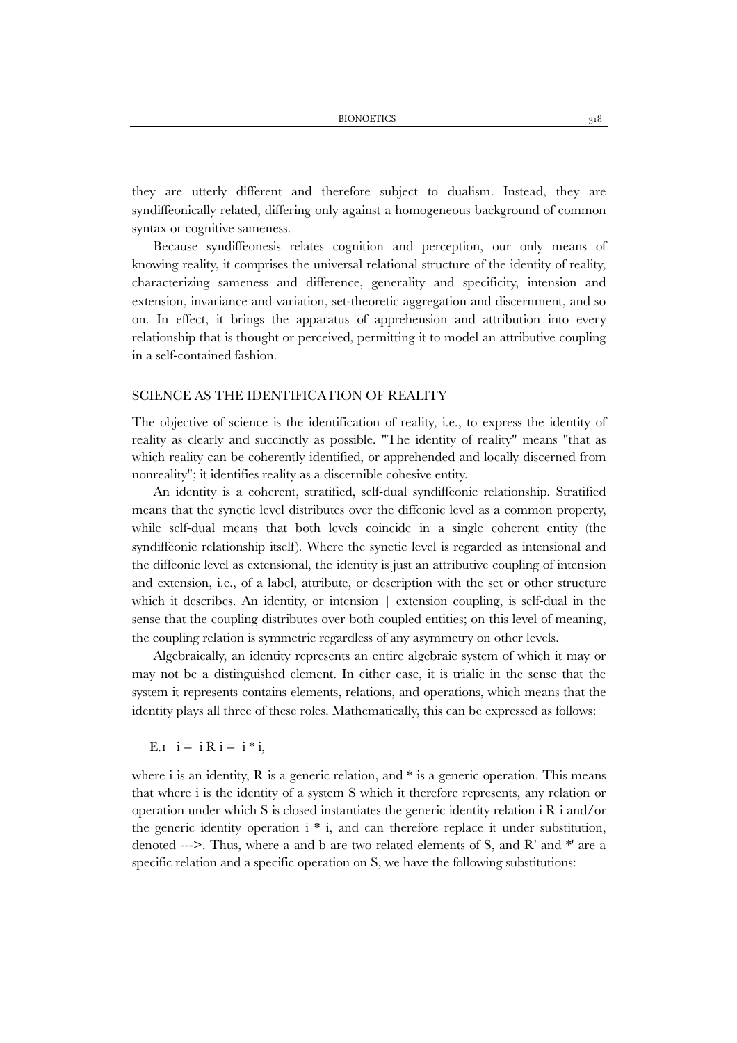they are utterly different and therefore subject to dualism. Instead, they are syndiffeonically related, differing only against a homogeneous background of common syntax or cognitive sameness.

Because syndiffeonesis relates cognition and perception, our only means of knowing reality, it comprises the universal relational structure of the identity of reality, characterizing sameness and difference, generality and specificity, intension and extension, invariance and variation, set-theoretic aggregation and discernment, and so on. In effect, it brings the apparatus of apprehension and attribution into every relationship that is thought or perceived, permitting it to model an attributive coupling in a self-contained fashion.

## SCIENCE AS THE IDENTIFICATION OF REALITY

The objective of science is the identification of reality, i.e., to express the identity of reality as clearly and succinctly as possible. "The identity of reality" means "that as which reality can be coherently identified, or apprehended and locally discerned from nonreality"; it identifies reality as a discernible cohesive entity.

An identity is a coherent, stratified, self-dual syndiffeonic relationship. Stratified means that the synetic level distributes over the diffeonic level as a common property, while self-dual means that both levels coincide in a single coherent entity (the syndiffeonic relationship itself). Where the synetic level is regarded as intensional and the diffeonic level as extensional, the identity is just an attributive coupling of intension and extension, i.e., of a label, attribute, or description with the set or other structure which it describes. An identity, or intension | extension coupling, is self-dual in the sense that the coupling distributes over both coupled entities; on this level of meaning, the coupling relation is symmetric regardless of any asymmetry on other levels.

Algebraically, an identity represents an entire algebraic system of which it may or may not be a distinguished element. In either case, it is trialic in the sense that the system it represents contains elements, relations, and operations, which means that the identity plays all three of these roles. Mathematically, this can be expressed as follows:

E.1 $i = i \, R \, i = i * i$,

where i is an identity, R is a generic relation, and * is a generic operation. This means that where i is the identity of a system S which it therefore represents, any relation or operation under which S is closed instantiates the generic identity relation i R i and/or the generic identity operation i * i, and can therefore replace it under substitution, denoted --->. Thus, where a and b are two related elements of S, and R' and *' are a specific relation and a specific operation on S, we have the following substitutions: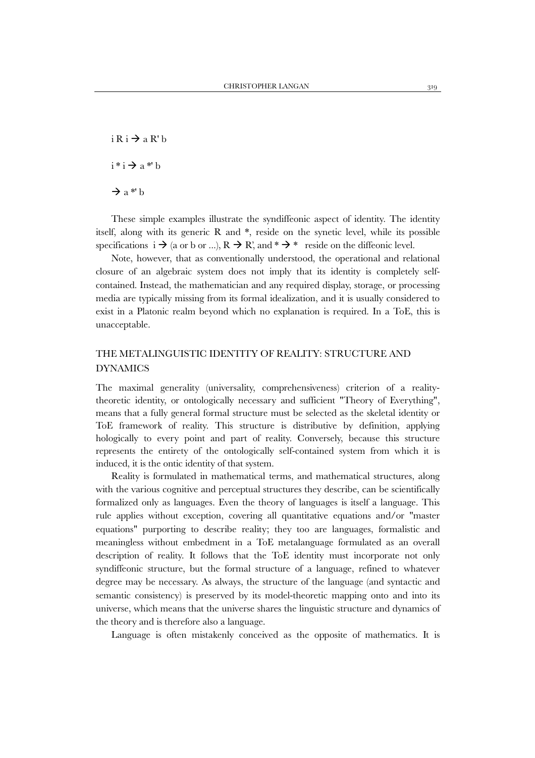$i\ R\ i \rightarrow a\ R'\ b$

$i * i \rightarrow a *' b$

$\rightarrow a *' b$

These simple examples illustrate the syndiffeonic aspect of identity. The identity itself, along with its generic R and *, reside on the synetic level, while its possible specifications $i \rightarrow$ (a or b or ...), $R \rightarrow R'$, and $* \rightarrow *$ reside on the diffeonic level.

Note, however, that as conventionally understood, the operational and relational closure of an algebraic system does not imply that its identity is completely self-contained. Instead, the mathematician and any required display, storage, or processing media are typically missing from its formal idealization, and it is usually considered to exist in a Platonic realm beyond which no explanation is required. In a ToE, this is unacceptable.

## THE METALINGUISTIC IDENTITY OF REALITY: STRUCTURE AND DYNAMICS

The maximal generality (universality, comprehensiveness) criterion of a reality-theoretic identity, or ontologically necessary and sufficient "Theory of Everything", means that a fully general formal structure must be selected as the skeletal identity or ToE framework of reality. This structure is distributive by definition, applying hologically to every point and part of reality. Conversely, because this structure represents the entirety of the ontologically self-contained system from which it is induced, it is the ontic identity of that system.

Reality is formulated in mathematical terms, and mathematical structures, along with the various cognitive and perceptual structures they describe, can be scientifically formalized only as languages. Even the theory of languages is itself a language. This rule applies without exception, covering all quantitative equations and/or "master equations" purporting to describe reality; they too are languages, formalistic and meaningless without embedment in a ToE metalanguage formulated as an overall description of reality. It follows that the ToE identity must incorporate not only syndiffeonic structure, but the formal structure of a language, refined to whatever degree may be necessary. As always, the structure of the language (and syntactic and semantic consistency) is preserved by its model-theoretic mapping onto and into its universe, which means that the universe shares the linguistic structure and dynamics of the theory and is therefore also a language.

Language is often mistakenly conceived as the opposite of mathematics. It is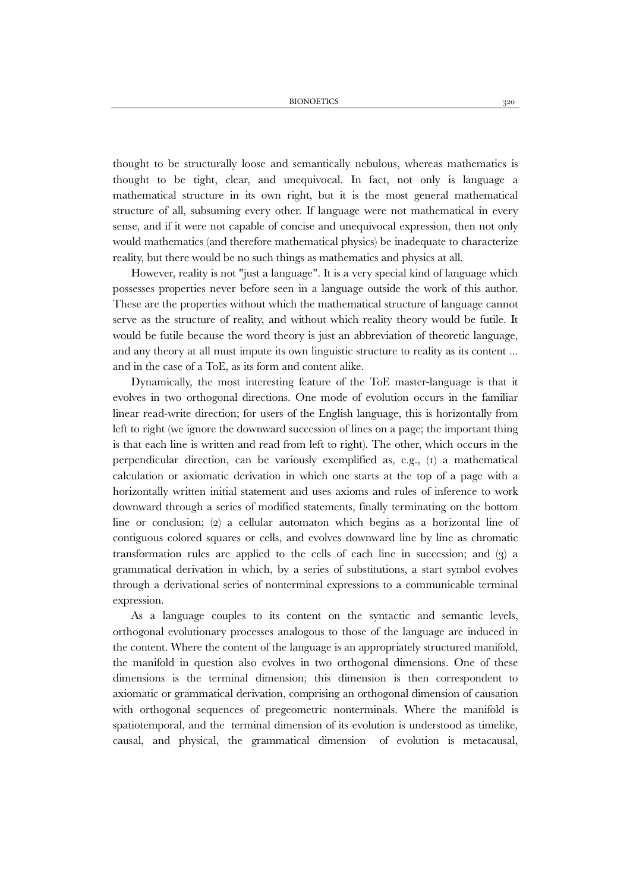thought to be structurally loose and semantically nebulous, whereas mathematics is thought to be tight, clear, and unequivocal. In fact, not only is language a mathematical structure in its own right, but it is the most general mathematical structure of all, subsuming every other. If language were not mathematical in every sense, and if it were not capable of concise and unequivocal expression, then not only would mathematics (and therefore mathematical physics) be inadequate to characterize reality, but there would be no such things as mathematics and physics at all.

However, reality is not "just a language". It is a very special kind of language which possesses properties never before seen in a language outside the work of this author. These are the properties without which the mathematical structure of language cannot serve as the structure of reality, and without which reality theory would be futile. It would be futile because the word theory is just an abbreviation of theoretic language, and any theory at all must impute its own linguistic structure to reality as its content ... and in the case of a ToE, as its form and content alike.

Dynamically, the most interesting feature of the ToE master-language is that it evolves in two orthogonal directions. One mode of evolution occurs in the familiar linear read-write direction; for users of the English language, this is horizontally from left to right (we ignore the downward succession of lines on a page; the important thing is that each line is written and read from left to right). The other, which occurs in the perpendicular direction, can be variously exemplified as, e.g., (1) a mathematical calculation or axiomatic derivation in which one starts at the top of a page with a horizontally written initial statement and uses axioms and rules of inference to work downward through a series of modified statements, finally terminating on the bottom line or conclusion; (2) a cellular automaton which begins as a horizontal line of contiguous colored squares or cells, and evolves downward line by line as chromatic transformation rules are applied to the cells of each line in succession; and (3) a grammatical derivation in which, by a series of substitutions, a start symbol evolves through a derivational series of nonterminal expressions to a communicable terminal expression.

As a language couples to its content on the syntactic and semantic levels, orthogonal evolutionary processes analogous to those of the language are induced in the content. Where the content of the language is an appropriately structured manifold, the manifold in question also evolves in two orthogonal dimensions. One of these dimensions is the terminal dimension; this dimension is then correspondent to axiomatic or grammatical derivation, comprising an orthogonal dimension of causation with orthogonal sequences of pregeometric nonterminals. Where the manifold is spatiotemporal, and the terminal dimension of its evolution is understood as timelike, causal, and physical, the grammatical dimension of evolution is metacausal,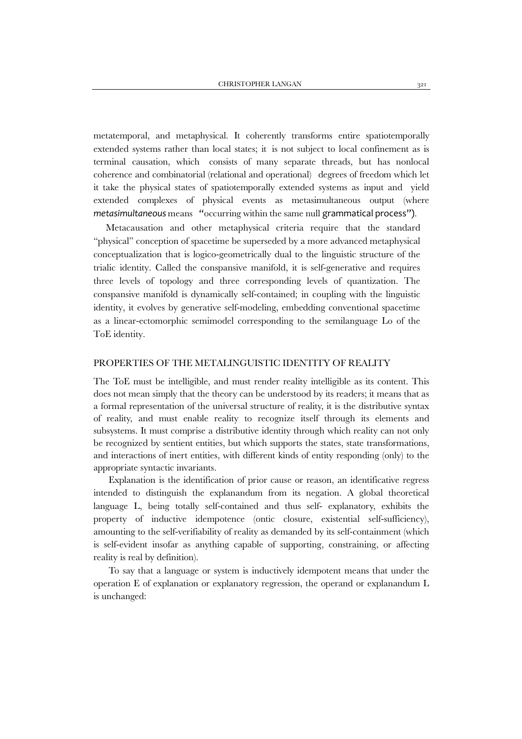metatemporal, and metaphysical. It coherently transforms entire spatiotemporally extended systems rather than local states; it is not subject to local confinement as is terminal causation, which consists of many separate threads, but has nonlocal coherence and combinatorial (relational and operational) degrees of freedom which let it take the physical states of spatiotemporally extended systems as input and yield extended complexes of physical events as metasimultaneous output (where *metasimultaneous* means "occurring within the same null grammatical process").

Metacausation and other metaphysical criteria require that the standard "physical" conception of spacetime be superseded by a more advanced metaphysical conceptualization that is logico-geometrically dual to the linguistic structure of the trialic identity. Called the conspansive manifold, it is self-generative and requires three levels of topology and three corresponding levels of quantization. The conspansive manifold is dynamically self-contained; in coupling with the linguistic identity, it evolves by generative self-modeling, embedding conventional spacetime as a linear-ectomorphic semimodel corresponding to the semilanguage $L_O$ of the ToE identity.

## PROPERTIES OF THE METALINGUISTIC IDENTITY OF REALITY

The ToE must be intelligible, and must render reality intelligible as its content. This does not mean simply that the theory can be understood by its readers; it means that as a formal representation of the universal structure of reality, it is the distributive syntax of reality, and must enable reality to recognize itself through its elements and subsystems. It must comprise a distributive identity through which reality can not only be recognized by sentient entities, but which supports the states, state transformations, and interactions of inert entities, with different kinds of entity responding (only) to the appropriate syntactic invariants.

Explanation is the identification of prior cause or reason, an identificative regress intended to distinguish the explanandum from its negation. A global theoretical language L, being totally self-contained and thus self- explanatory, exhibits the property of inductive idempotence (ontic closure, existential self-sufficiency), amounting to the self-verifiability of reality as demanded by its self-containment (which is self-evident insofar as anything capable of supporting, constraining, or affecting reality is real by definition).

To say that a language or system is inductively idempotent means that under the operation E of explanation or explanatory regression, the operand or explanandum L is unchanged: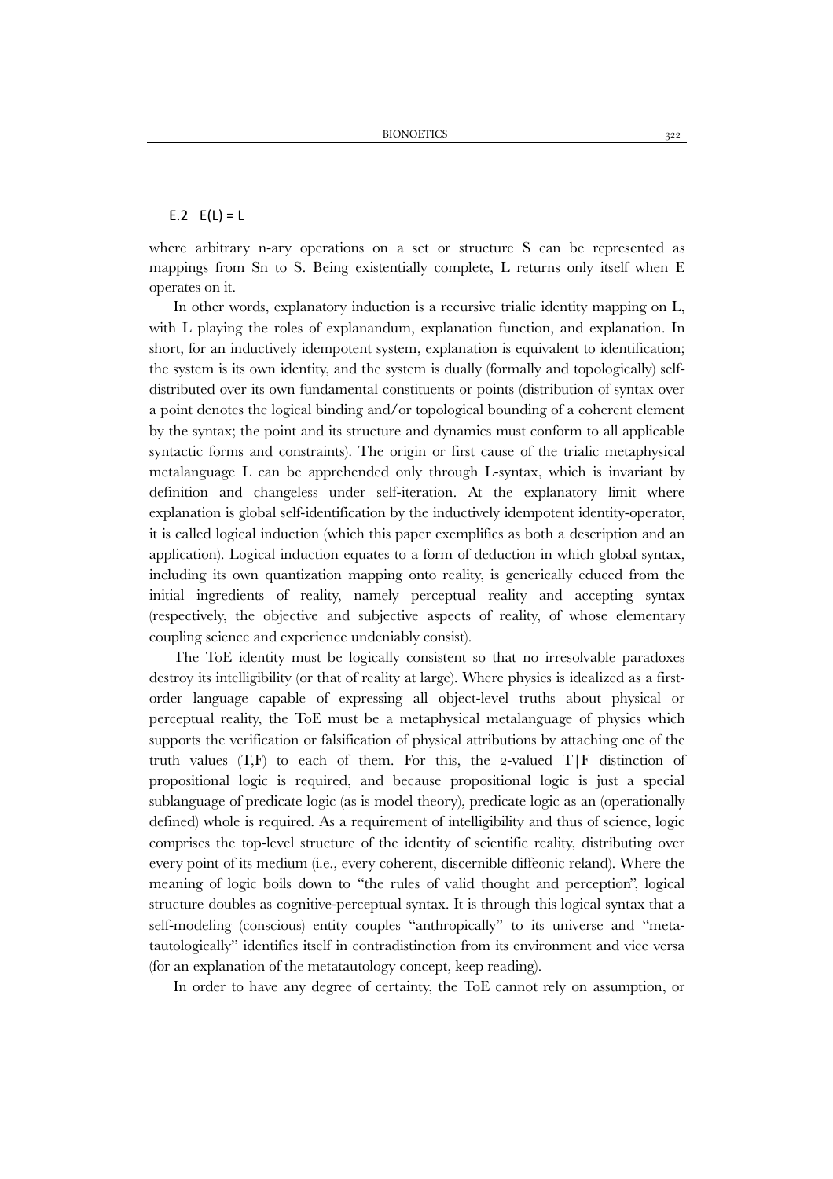E.2 $E(L) = L$

where arbitrary n-ary operations on a set or structure S can be represented as mappings from Sn to S. Being existentially complete, L returns only itself when E operates on it.

In other words, explanatory induction is a recursive trialic identity mapping on L, with L playing the roles of explanandum, explanation function, and explanation. In short, for an inductively idempotent system, explanation is equivalent to identification; the system is its own identity, and the system is dually (formally and topologically) self-distributed over its own fundamental constituents or points (distribution of syntax over a point denotes the logical binding and/or topological bounding of a coherent element by the syntax; the point and its structure and dynamics must conform to all applicable syntactic forms and constraints). The origin or first cause of the trialic metaphysical metalanguage L can be apprehended only through L-syntax, which is invariant by definition and changeless under self-iteration. At the explanatory limit where explanation is global self-identification by the inductively idempotent identity-operator, it is called logical induction (which this paper exemplifies as both a description and an application). Logical induction equates to a form of deduction in which global syntax, including its own quantization mapping onto reality, is generically educed from the initial ingredients of reality, namely perceptual reality and accepting syntax (respectively, the objective and subjective aspects of reality, of whose elementary coupling science and experience undeniably consist).

The ToE identity must be logically consistent so that no irresolvable paradoxes destroy its intelligibility (or that of reality at large). Where physics is idealized as a first-order language capable of expressing all object-level truths about physical or perceptual reality, the ToE must be a metaphysical metalanguage of physics which supports the verification or falsification of physical attributions by attaching one of the truth values (T,F) to each of them. For this, the 2-valued T|F distinction of propositional logic is required, and because propositional logic is just a special sublanguage of predicate logic (as is model theory), predicate logic as an (operationally defined) whole is required. As a requirement of intelligibility and thus of science, logic comprises the top-level structure of the identity of scientific reality, distributing over every point of its medium (i.e., every coherent, discernible diffeonic reland). Where the meaning of logic boils down to "the rules of valid thought and perception", logical structure doubles as cognitive-perceptual syntax. It is through this logical syntax that a self-modeling (conscious) entity couples "anthropically" to its universe and "meta-tautologically" identifies itself in contradistinction from its environment and vice versa (for an explanation of the metatautology concept, keep reading).

In order to have any degree of certainty, the ToE cannot rely on assumption, or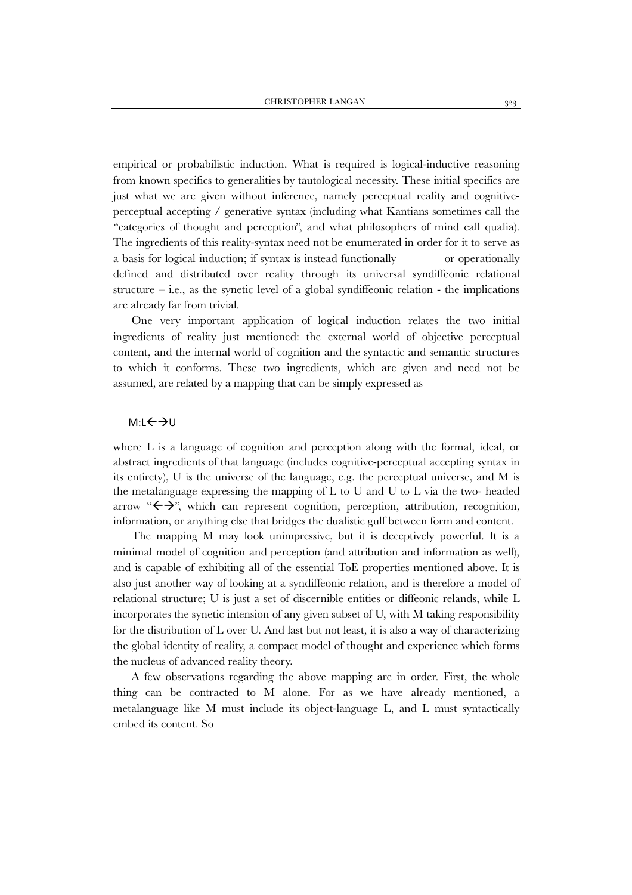empirical or probabilistic induction. What is required is logical-inductive reasoning from known specifics to generalities by tautological necessity. These initial specifics are just what we are given without inference, namely perceptual reality and cognitive-perceptual accepting / generative syntax (including what Kantians sometimes call the "categories of thought and perception", and what philosophers of mind call qualia). The ingredients of this reality-syntax need not be enumerated in order for it to serve as a basis for logical induction; if syntax is instead functionally or operationally defined and distributed over reality through its universal syndiffeonic relational structure – i.e., as the synetic level of a global syndiffeonic relation - the implications are already far from trivial.

One very important application of logical induction relates the two initial ingredients of reality just mentioned: the external world of objective perceptual content, and the internal world of cognition and the syntactic and semantic structures to which it conforms. These two ingredients, which are given and need not be assumed, are related by a mapping that can be simply expressed as

$$M:L\leftarrow\rightarrow U$$

where L is a language of cognition and perception along with the formal, ideal, or abstract ingredients of that language (includes cognitive-perceptual accepting syntax in its entirety), U is the universe of the language, e.g. the perceptual universe, and M is the metalanguage expressing the mapping of L to U and U to L via the two- headed arrow "$\leftarrow\rightarrow$", which can represent cognition, perception, attribution, recognition, information, or anything else that bridges the dualistic gulf between form and content.

The mapping M may look unimpressive, but it is deceptively powerful. It is a minimal model of cognition and perception (and attribution and information as well), and is capable of exhibiting all of the essential ToE properties mentioned above. It is also just another way of looking at a syndiffeonic relation, and is therefore a model of relational structure; U is just a set of discernible entities or diffeonic relands, while L incorporates the synetic intension of any given subset of U, with M taking responsibility for the distribution of L over U. And last but not least, it is also a way of characterizing the global identity of reality, a compact model of thought and experience which forms the nucleus of advanced reality theory.

A few observations regarding the above mapping are in order. First, the whole thing can be contracted to M alone. For as we have already mentioned, a metalanguage like M must include its object-language L, and L must syntactically embed its content. So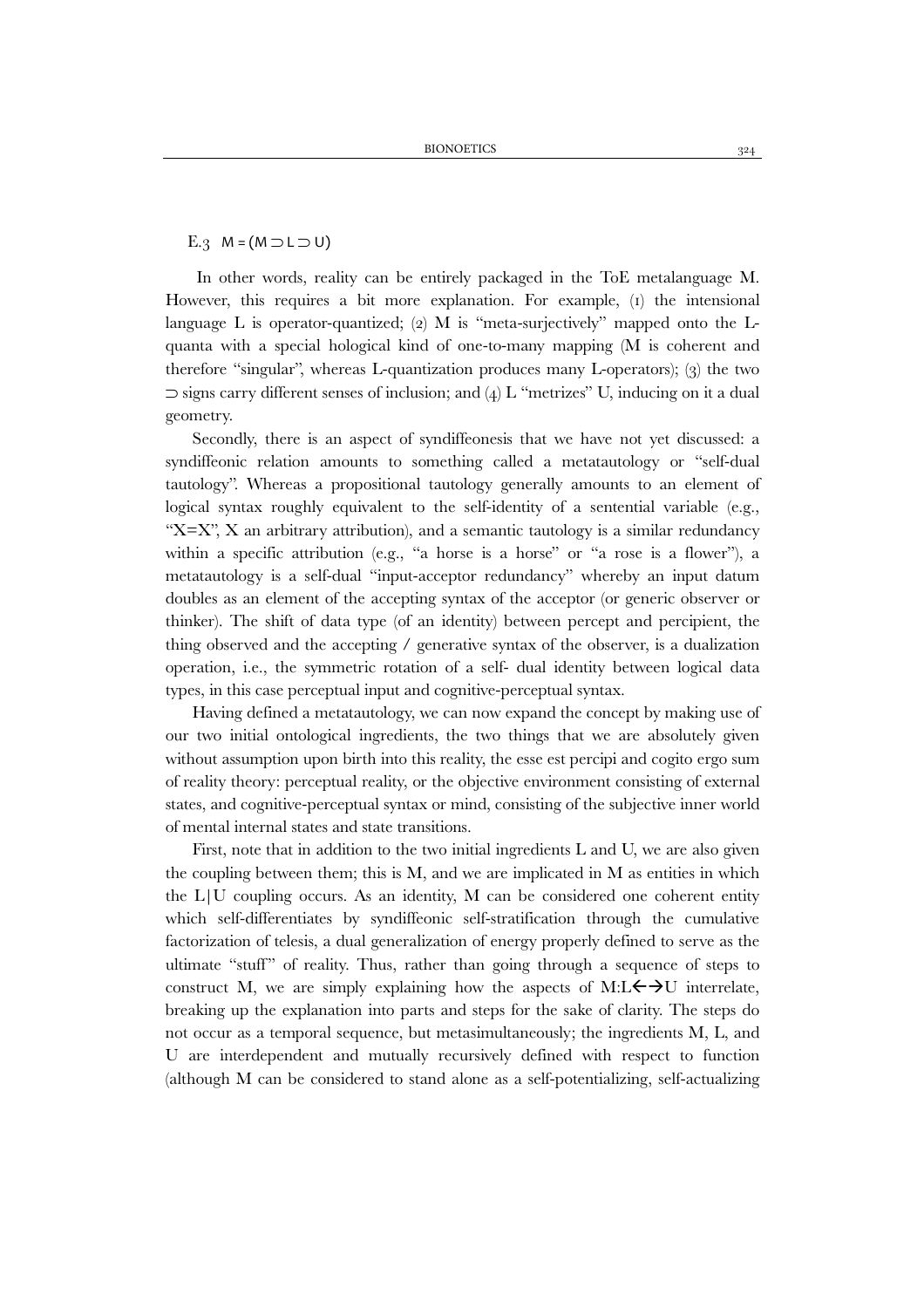E.3 $M = (M \supset L \supset U)$

In other words, reality can be entirely packaged in the ToE metalanguage M. However, this requires a bit more explanation. For example, (1) the intensional language L is operator-quantized; (2) M is "meta-surjectively" mapped onto the L-quanta with a special hological kind of one-to-many mapping (M is coherent and therefore "singular", whereas L-quantization produces many L-operators); (3) the two $\supset$ signs carry different senses of inclusion; and (4) L "metrizes" U, inducing on it a dual geometry.

Secondly, there is an aspect of syndiffeonesis that we have not yet discussed: a syndiffeonic relation amounts to something called a metatautology or "self-dual tautology". Whereas a propositional tautology generally amounts to an element of logical syntax roughly equivalent to the self-identity of a sentential variable (e.g., "X=X", X an arbitrary attribution), and a semantic tautology is a similar redundancy within a specific attribution (e.g., "a horse is a horse" or "a rose is a flower"), a metatautology is a self-dual "input-acceptor redundancy" whereby an input datum doubles as an element of the accepting syntax of the acceptor (or generic observer or thinker). The shift of data type (of an identity) between percept and percipient, the thing observed and the accepting / generative syntax of the observer, is a dualization operation, i.e., the symmetric rotation of a self- dual identity between logical data types, in this case perceptual input and cognitive-perceptual syntax.

Having defined a metatautology, we can now expand the concept by making use of our two initial ontological ingredients, the two things that we are absolutely given without assumption upon birth into this reality, the esse est percipi and cogito ergo sum of reality theory: perceptual reality, or the objective environment consisting of external states, and cognitive-perceptual syntax or mind, consisting of the subjective inner world of mental internal states and state transitions.

First, note that in addition to the two initial ingredients L and U, we are also given the coupling between them; this is M, and we are implicated in M as entities in which the L|U coupling occurs. As an identity, M can be considered one coherent entity which self-differentiates by syndiffeonic self-stratification through the cumulative factorization of telesis, a dual generalization of energy properly defined to serve as the ultimate "stuff" of reality. Thus, rather than going through a sequence of steps to construct M, we are simply explaining how the aspects of $M{:}L \leftrightarrow U$ interrelate, breaking up the explanation into parts and steps for the sake of clarity. The steps do not occur as a temporal sequence, but metasimultaneously; the ingredients M, L, and U are interdependent and mutually recursively defined with respect to function (although M can be considered to stand alone as a self-potentializing, self-actualizing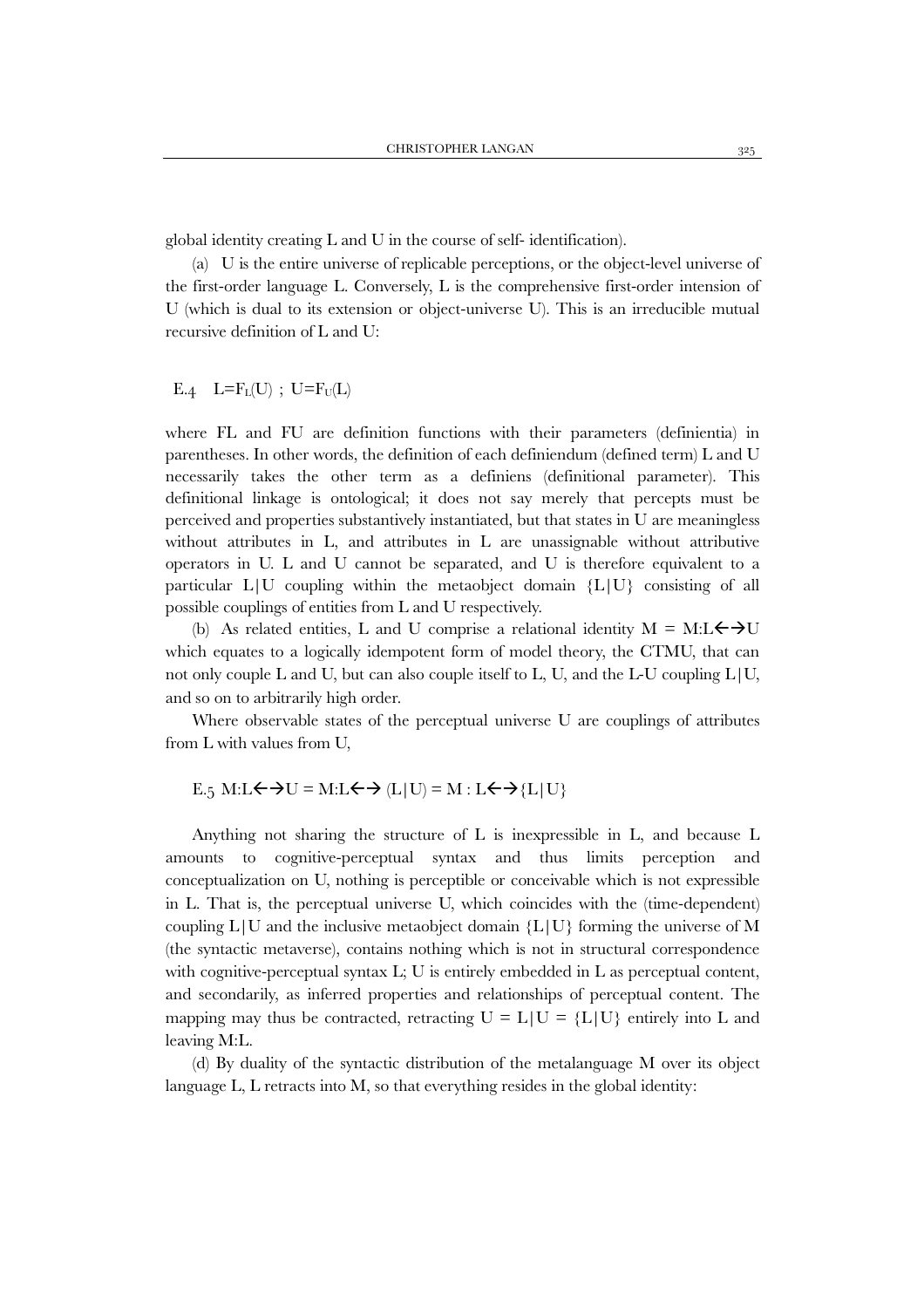global identity creating L and U in the course of self- identification).

(a) U is the entire universe of replicable perceptions, or the object-level universe of the first-order language L. Conversely, L is the comprehensive first-order intension of U (which is dual to its extension or object-universe U). This is an irreducible mutual recursive definition of L and U:

E.4 $L=F_L(U)$ ; $U=F_U(L)$

where FL and FU are definition functions with their parameters (definientia) in parentheses. In other words, the definition of each definiendum (defined term) L and U necessarily takes the other term as a definiens (definitional parameter). This definitional linkage is ontological; it does not say merely that percepts must be perceived and properties substantively instantiated, but that states in U are meaningless without attributes in L, and attributes in L are unassignable without attributive operators in U. L and U cannot be separated, and U is therefore equivalent to a particular L|U coupling within the metaobject domain {L|U} consisting of all possible couplings of entities from L and U respectively.

(b) As related entities, L and U comprise a relational identity $M = M{:}L\leftrightarrow U$ which equates to a logically idempotent form of model theory, the CTMU, that can not only couple L and U, but can also couple itself to L, U, and the L-U coupling L|U, and so on to arbitrarily high order.

Where observable states of the perceptual universe U are couplings of attributes from L with values from U,

E.5 $M{:}L\leftrightarrow U = M{:}L\leftrightarrow (L|U) = M : L\leftrightarrow\{L|U\}$

Anything not sharing the structure of L is inexpressible in L, and because L amounts to cognitive-perceptual syntax and thus limits perception and conceptualization on U, nothing is perceptible or conceivable which is not expressible in L. That is, the perceptual universe U, which coincides with the (time-dependent) coupling L|U and the inclusive metaobject domain {L|U} forming the universe of M (the syntactic metaverse), contains nothing which is not in structural correspondence with cognitive-perceptual syntax L; U is entirely embedded in L as perceptual content, and secondarily, as inferred properties and relationships of perceptual content. The mapping may thus be contracted, retracting $U = L|U = \{L|U\}$ entirely into L and leaving M:L.

(d) By duality of the syntactic distribution of the metalanguage M over its object language L, L retracts into M, so that everything resides in the global identity: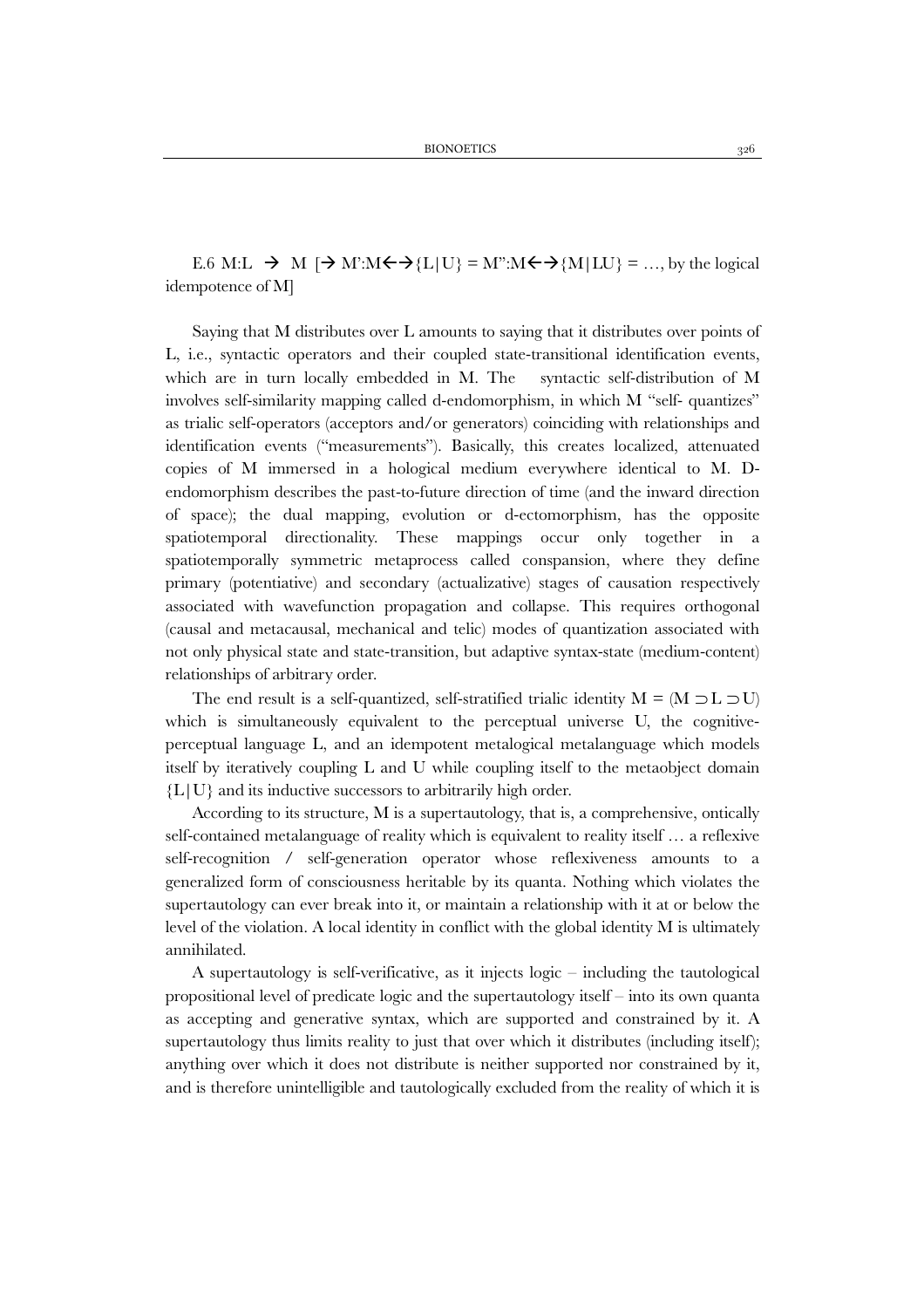E.6 $M{:}L \rightarrow M$ [$\rightarrow M'{:}M \leftrightarrow \{L|U\} = M''{:}M \leftrightarrow \{M|LU\} = \ldots$, by the logical idempotence of M]

Saying that M distributes over L amounts to saying that it distributes over points of L, i.e., syntactic operators and their coupled state-transitional identification events, which are in turn locally embedded in M. The syntactic self-distribution of M involves self-similarity mapping called d-endomorphism, in which M "self- quantizes" as trialic self-operators (acceptors and/or generators) coinciding with relationships and identification events ("measurements"). Basically, this creates localized, attenuated copies of M immersed in a hological medium everywhere identical to M. D-endomorphism describes the past-to-future direction of time (and the inward direction of space); the dual mapping, evolution or d-ectomorphism, has the opposite spatiotemporal directionality. These mappings occur only together in a spatiotemporally symmetric metaprocess called conspansion, where they define primary (potentiative) and secondary (actualizative) stages of causation respectively associated with wavefunction propagation and collapse. This requires orthogonal (causal and metacausal, mechanical and telic) modes of quantization associated with not only physical state and state-transition, but adaptive syntax-state (medium-content) relationships of arbitrary order.

The end result is a self-quantized, self-stratified trialic identity $M = (M \supset L \supset U)$ which is simultaneously equivalent to the perceptual universe U, the cognitive-perceptual language L, and an idempotent metalogical metalanguage which models itself by iteratively coupling L and U while coupling itself to the metaobject domain $\{L|U\}$ and its inductive successors to arbitrarily high order.

According to its structure, M is a supertautology, that is, a comprehensive, ontically self-contained metalanguage of reality which is equivalent to reality itself … a reflexive self-recognition / self-generation operator whose reflexiveness amounts to a generalized form of consciousness heritable by its quanta. Nothing which violates the supertautology can ever break into it, or maintain a relationship with it at or below the level of the violation. A local identity in conflict with the global identity M is ultimately annihilated.

A supertautology is self-verificative, as it injects logic – including the tautological propositional level of predicate logic and the supertautology itself – into its own quanta as accepting and generative syntax, which are supported and constrained by it. A supertautology thus limits reality to just that over which it distributes (including itself); anything over which it does not distribute is neither supported nor constrained by it, and is therefore unintelligible and tautologically excluded from the reality of which it is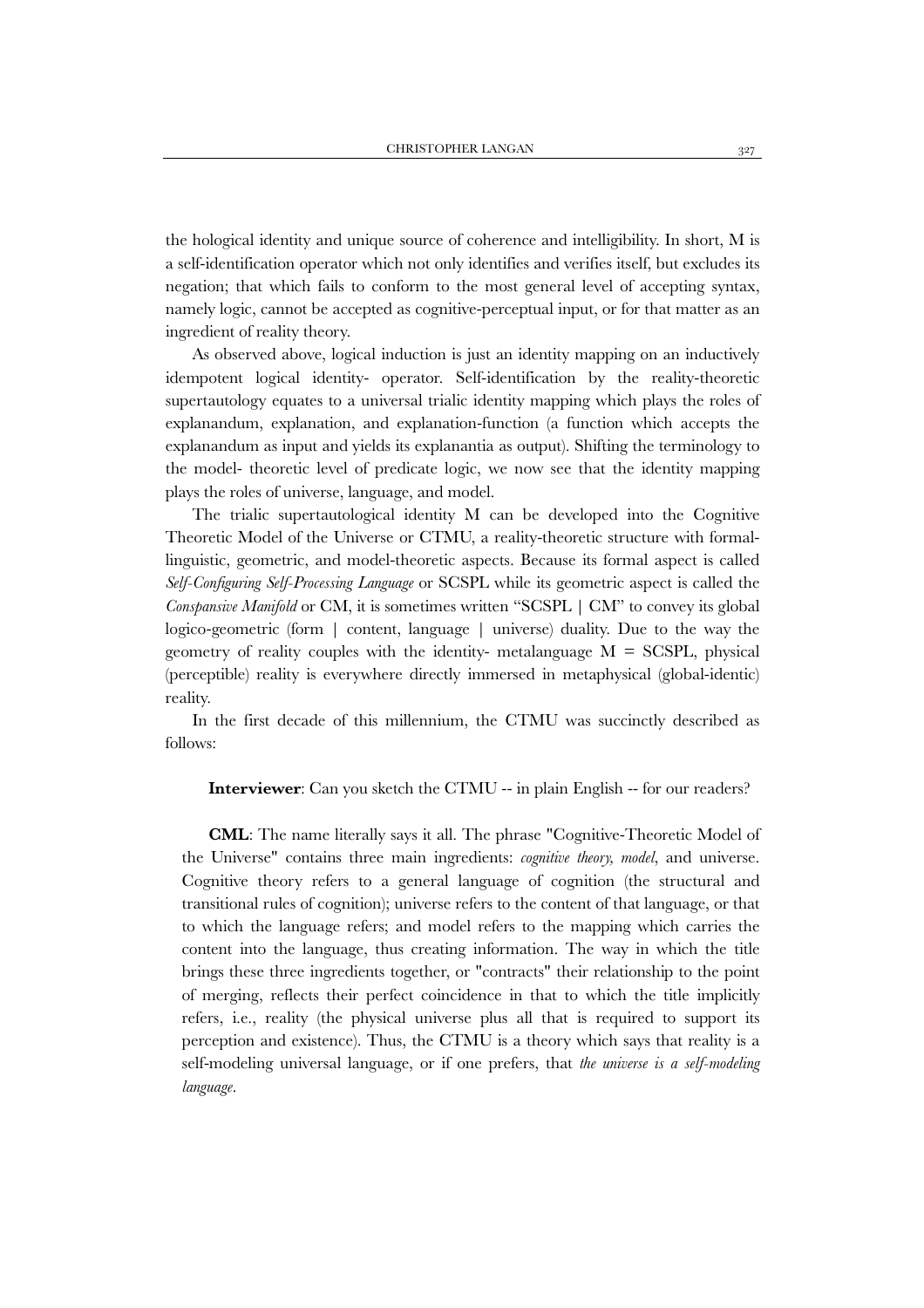the hological identity and unique source of coherence and intelligibility. In short, M is a self-identification operator which not only identifies and verifies itself, but excludes its negation; that which fails to conform to the most general level of accepting syntax, namely logic, cannot be accepted as cognitive-perceptual input, or for that matter as an ingredient of reality theory.

As observed above, logical induction is just an identity mapping on an inductively idempotent logical identity- operator. Self-identification by the reality-theoretic supertautology equates to a universal trialic identity mapping which plays the roles of explanandum, explanation, and explanation-function (a function which accepts the explanandum as input and yields its explanantia as output). Shifting the terminology to the model- theoretic level of predicate logic, we now see that the identity mapping plays the roles of universe, language, and model.

The trialic supertautological identity M can be developed into the Cognitive Theoretic Model of the Universe or CTMU, a reality-theoretic structure with formal-linguistic, geometric, and model-theoretic aspects. Because its formal aspect is called *Self-Configuring Self-Processing Language* or SCSPL while its geometric aspect is called the *Conspansive Manifold* or CM, it is sometimes written "SCSPL | CM" to convey its global logico-geometric (form | content, language | universe) duality. Due to the way the geometry of reality couples with the identity- metalanguage M = SCSPL, physical (perceptible) reality is everywhere directly immersed in metaphysical (global-identic) reality.

In the first decade of this millennium, the CTMU was succinctly described as follows:

> **Interviewer**: Can you sketch the CTMU -- in plain English -- for our readers?
>
> **CML**: The name literally says it all. The phrase "Cognitive-Theoretic Model of the Universe" contains three main ingredients: *cognitive theory, model*, and universe. Cognitive theory refers to a general language of cognition (the structural and transitional rules of cognition); universe refers to the content of that language, or that to which the language refers; and model refers to the mapping which carries the content into the language, thus creating information. The way in which the title brings these three ingredients together, or "contracts" their relationship to the point of merging, reflects their perfect coincidence in that to which the title implicitly refers, i.e., reality (the physical universe plus all that is required to support its perception and existence). Thus, the CTMU is a theory which says that reality is a self-modeling universal language, or if one prefers, that *the universe is a self-modeling language*.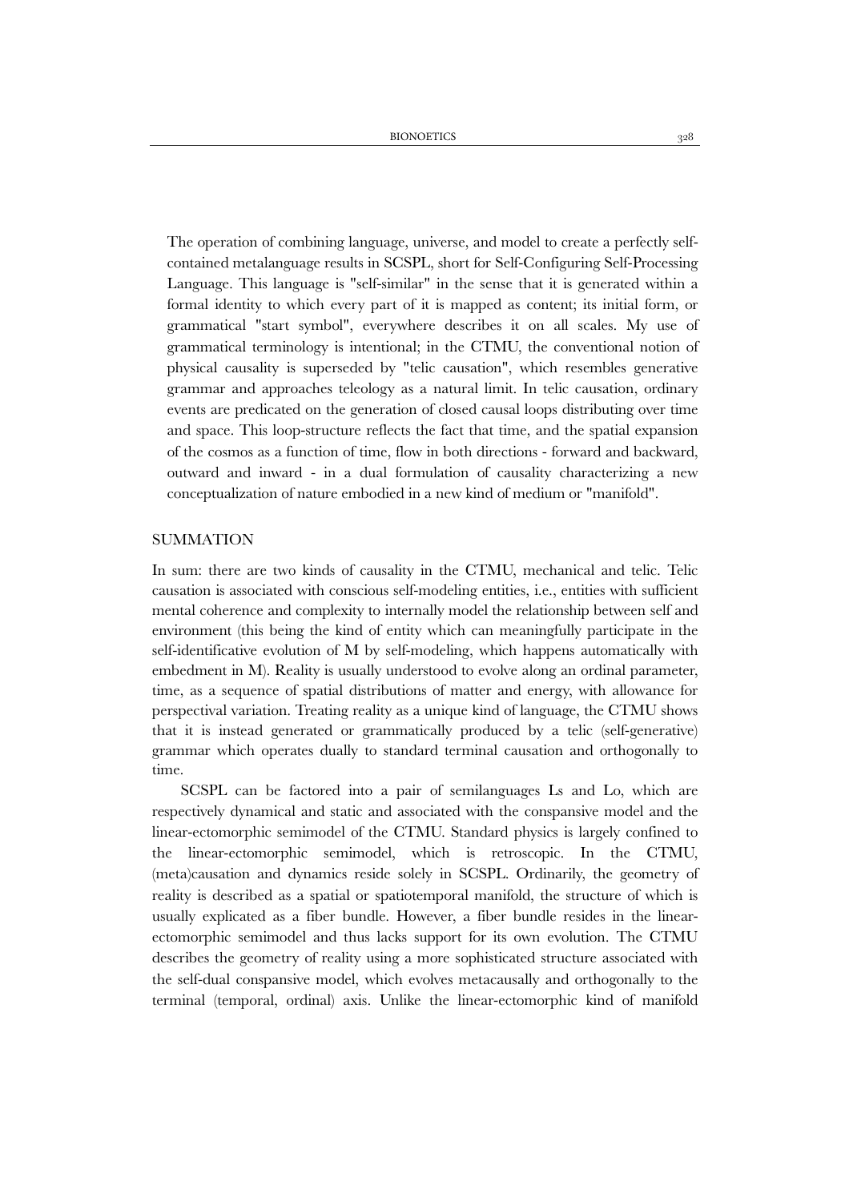The operation of combining language, universe, and model to create a perfectly self-contained metalanguage results in SCSPL, short for Self-Configuring Self-Processing Language. This language is "self-similar" in the sense that it is generated within a formal identity to which every part of it is mapped as content; its initial form, or grammatical "start symbol", everywhere describes it on all scales. My use of grammatical terminology is intentional; in the CTMU, the conventional notion of physical causality is superseded by "telic causation", which resembles generative grammar and approaches teleology as a natural limit. In telic causation, ordinary events are predicated on the generation of closed causal loops distributing over time and space. This loop-structure reflects the fact that time, and the spatial expansion of the cosmos as a function of time, flow in both directions - forward and backward, outward and inward - in a dual formulation of causality characterizing a new conceptualization of nature embodied in a new kind of medium or "manifold".

## SUMMATION

In sum: there are two kinds of causality in the CTMU, mechanical and telic. Telic causation is associated with conscious self-modeling entities, i.e., entities with sufficient mental coherence and complexity to internally model the relationship between self and environment (this being the kind of entity which can meaningfully participate in the self-identificative evolution of M by self-modeling, which happens automatically with embedment in M). Reality is usually understood to evolve along an ordinal parameter, time, as a sequence of spatial distributions of matter and energy, with allowance for perspectival variation. Treating reality as a unique kind of language, the CTMU shows that it is instead generated or grammatically produced by a telic (self-generative) grammar which operates dually to standard terminal causation and orthogonally to time.

SCSPL can be factored into a pair of semilanguages Ls and Lo, which are respectively dynamical and static and associated with the conspansive model and the linear-ectomorphic semimodel of the CTMU. Standard physics is largely confined to the linear-ectomorphic semimodel, which is retroscopic. In the CTMU, (meta)causation and dynamics reside solely in SCSPL. Ordinarily, the geometry of reality is described as a spatial or spatiotemporal manifold, the structure of which is usually explicated as a fiber bundle. However, a fiber bundle resides in the linear-ectomorphic semimodel and thus lacks support for its own evolution. The CTMU describes the geometry of reality using a more sophisticated structure associated with the self-dual conspansive model, which evolves metacausally and orthogonally to the terminal (temporal, ordinal) axis. Unlike the linear-ectomorphic kind of manifold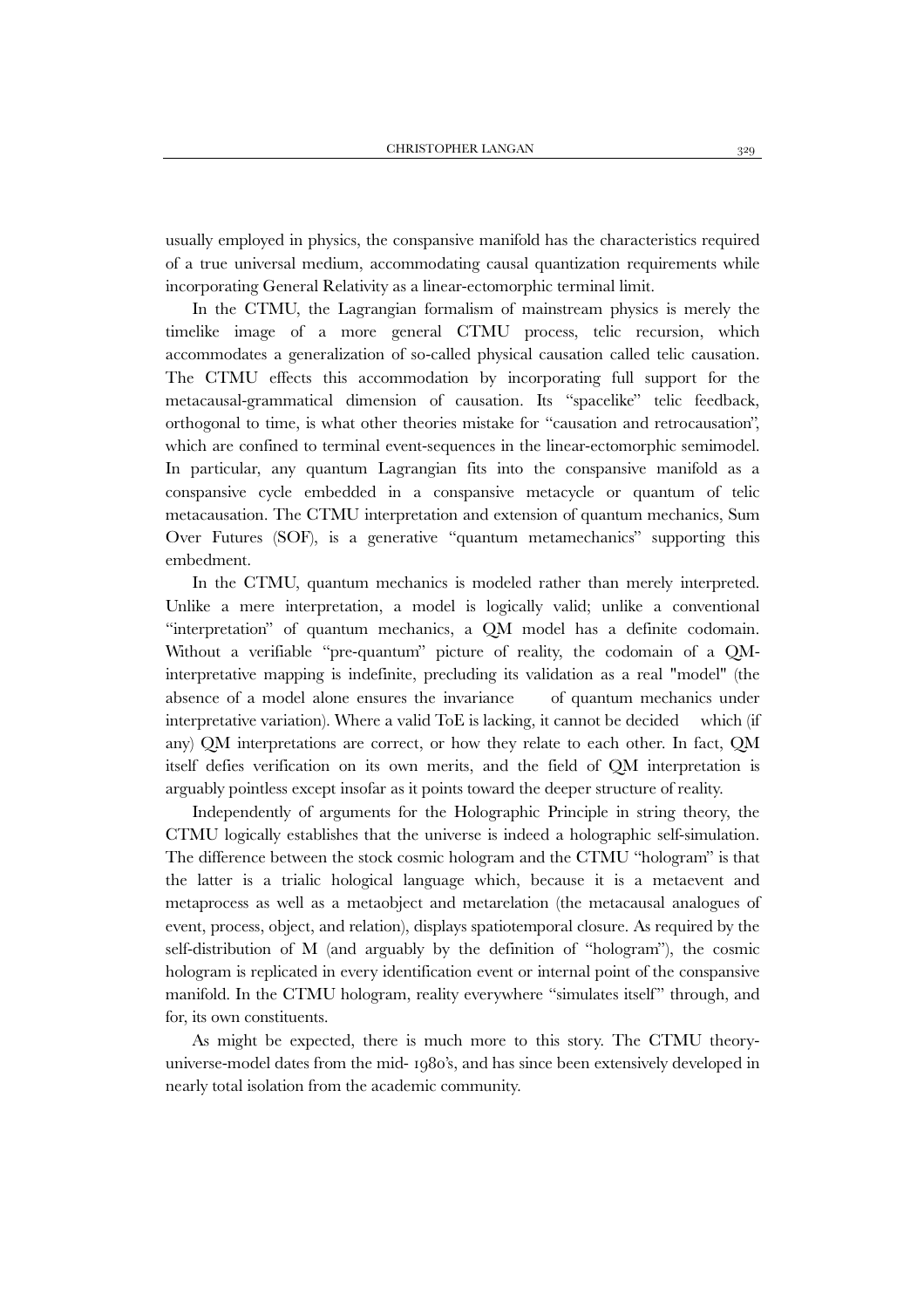usually employed in physics, the conspansive manifold has the characteristics required of a true universal medium, accommodating causal quantization requirements while incorporating General Relativity as a linear-ectomorphic terminal limit.

In the CTMU, the Lagrangian formalism of mainstream physics is merely the timelike image of a more general CTMU process, telic recursion, which accommodates a generalization of so-called physical causation called telic causation. The CTMU effects this accommodation by incorporating full support for the metacausal-grammatical dimension of causation. Its "spacelike" telic feedback, orthogonal to time, is what other theories mistake for "causation and retrocausation", which are confined to terminal event-sequences in the linear-ectomorphic semimodel. In particular, any quantum Lagrangian fits into the conspansive manifold as a conspansive cycle embedded in a conspansive metacycle or quantum of telic metacausation. The CTMU interpretation and extension of quantum mechanics, Sum Over Futures (SOF), is a generative "quantum metamechanics" supporting this embedment.

In the CTMU, quantum mechanics is modeled rather than merely interpreted. Unlike a mere interpretation, a model is logically valid; unlike a conventional "interpretation" of quantum mechanics, a QM model has a definite codomain. Without a verifiable "pre-quantum" picture of reality, the codomain of a QM-interpretative mapping is indefinite, precluding its validation as a real "model" (the absence of a model alone ensures the invariance of quantum mechanics under interpretative variation). Where a valid ToE is lacking, it cannot be decided which (if any) QM interpretations are correct, or how they relate to each other. In fact, QM itself defies verification on its own merits, and the field of QM interpretation is arguably pointless except insofar as it points toward the deeper structure of reality.

Independently of arguments for the Holographic Principle in string theory, the CTMU logically establishes that the universe is indeed a holographic self-simulation. The difference between the stock cosmic hologram and the CTMU "hologram" is that the latter is a trialic hological language which, because it is a metaevent and metaprocess as well as a metaobject and metarelation (the metacausal analogues of event, process, object, and relation), displays spatiotemporal closure. As required by the self-distribution of M (and arguably by the definition of "hologram"), the cosmic hologram is replicated in every identification event or internal point of the conspansive manifold. In the CTMU hologram, reality everywhere "simulates itself" through, and for, its own constituents.

As might be expected, there is much more to this story. The CTMU theory-universe-model dates from the mid- 1980's, and has since been extensively developed in nearly total isolation from the academic community.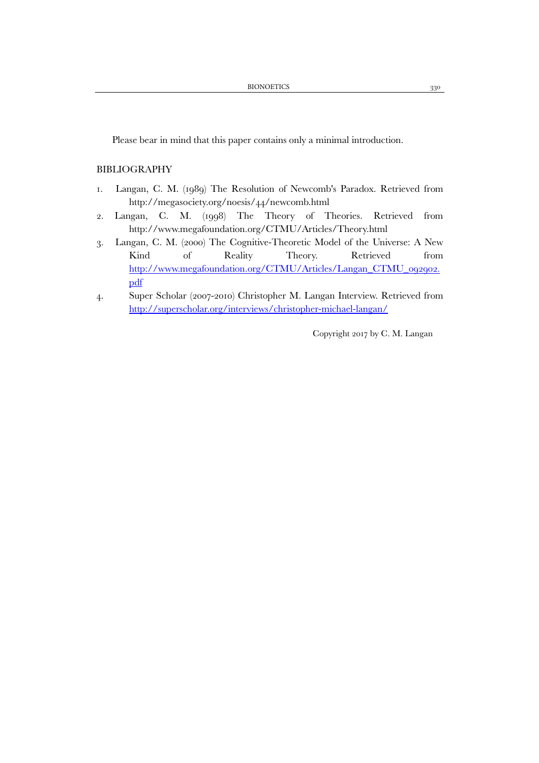Please bear in mind that this paper contains only a minimal introduction.

## BIBLIOGRAPHY

1. Langan, C. M. (1989) The Resolution of Newcomb's Paradox. Retrieved from http://megasociety.org/noesis/44/newcomb.html
2. Langan, C. M. (1998) The Theory of Theories. Retrieved from http://www.megafoundation.org/CTMU/Articles/Theory.html
3. Langan, C. M. (2000) The Cognitive-Theoretic Model of the Universe: A New Kind of Reality Theory. Retrieved from http://www.megafoundation.org/CTMU/Articles/Langan_CTMU_092902.pdf
4. Super Scholar (2007-2010) Christopher M. Langan Interview. Retrieved from http://superscholar.org/interviews/christopher-michael-langan/

Copyright 2017 by C. M. Langan